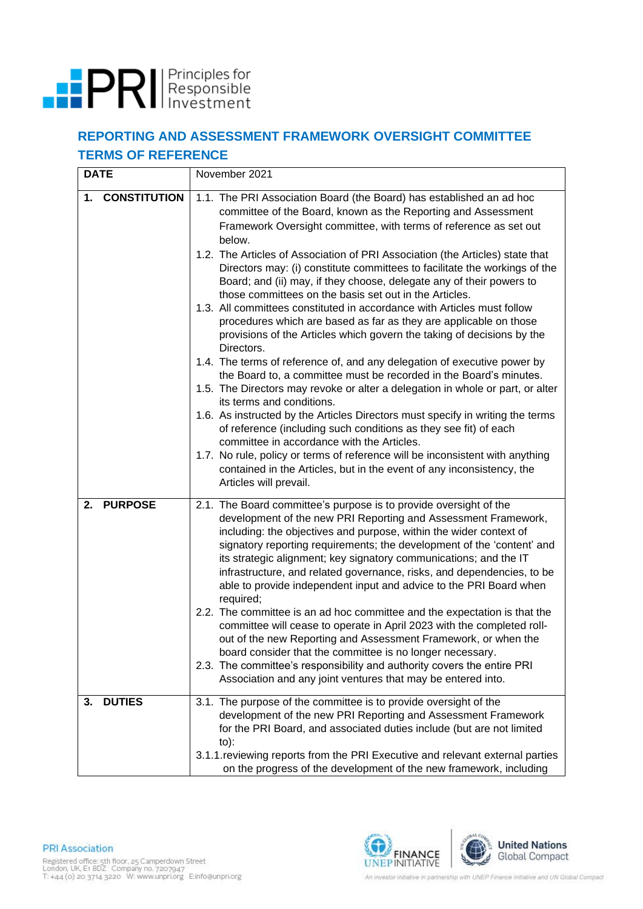## REPORTING AND ASSESSMENT FRAMEWORK OVERSIGHT COMMITTEE TERMS OF REFERENCE

| DATE | November 2021 |
|---|---|
| **1. CONSTITUTION** | 1.1. The PRI Association Board (the Board) has established an ad hoc committee of the Board, known as the Reporting and Assessment Framework Oversight committee, with terms of reference as set out below.<br>1.2. The Articles of Association of PRI Association (the Articles) state that Directors may: (i) constitute committees to facilitate the workings of the Board; and (ii) may, if they choose, delegate any of their powers to those committees on the basis set out in the Articles.<br>1.3. All committees constituted in accordance with Articles must follow procedures which are based as far as they are applicable on those provisions of the Articles which govern the taking of decisions by the Directors.<br>1.4. The terms of reference of, and any delegation of executive power by the Board to, a committee must be recorded in the Board's minutes.<br>1.5. The Directors may revoke or alter a delegation in whole or part, or alter its terms and conditions.<br>1.6. As instructed by the Articles Directors must specify in writing the terms of reference (including such conditions as they see fit) of each committee in accordance with the Articles.<br>1.7. No rule, policy or terms of reference will be inconsistent with anything contained in the Articles, but in the event of any inconsistency, the Articles will prevail. |
| **2. PURPOSE** | 2.1. The Board committee's purpose is to provide oversight of the development of the new PRI Reporting and Assessment Framework, including: the objectives and purpose, within the wider context of signatory reporting requirements; the development of the 'content' and its strategic alignment; key signatory communications; and the IT infrastructure, and related governance, risks, and dependencies, to be able to provide independent input and advice to the PRI Board when required;<br>2.2. The committee is an ad hoc committee and the expectation is that the committee will cease to operate in April 2023 with the completed roll-out of the new Reporting and Assessment Framework, or when the board consider that the committee is no longer necessary.<br>2.3. The committee's responsibility and authority covers the entire PRI Association and any joint ventures that may be entered into. |
| **3. DUTIES** | 3.1. The purpose of the committee is to provide oversight of the development of the new PRI Reporting and Assessment Framework for the PRI Board, and associated duties include (but are not limited to):<br>3.1.1. reviewing reports from the PRI Executive and relevant external parties on the progress of the development of the new framework, including |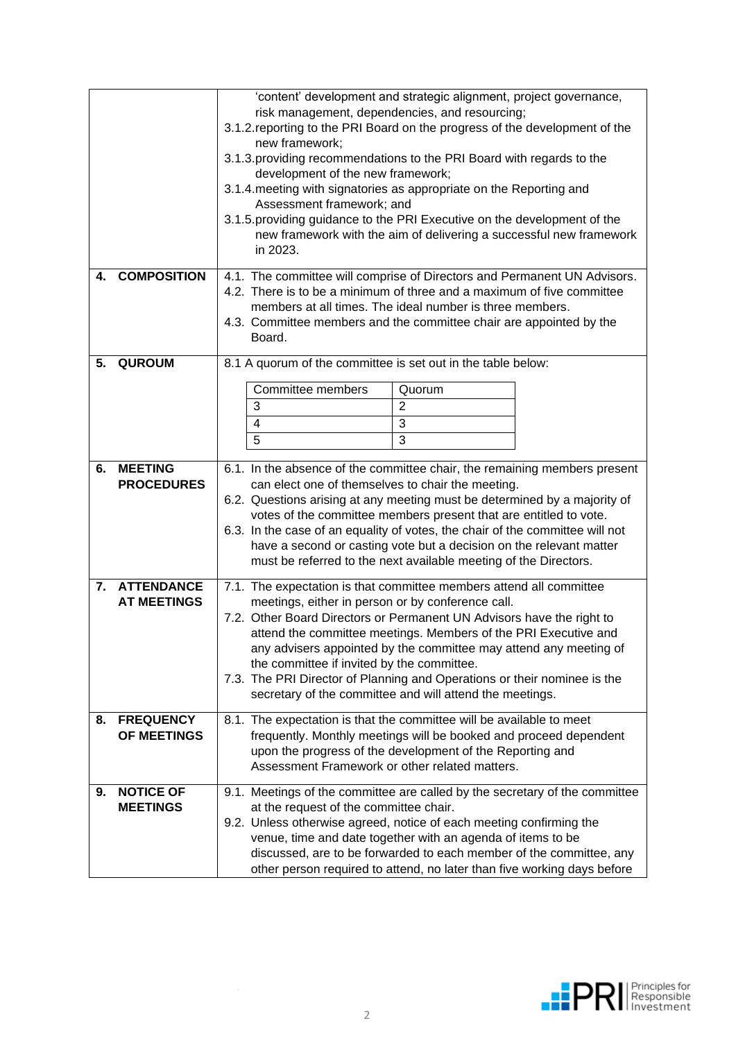| | |
|---|---|
| | 'content' development and strategic alignment, project governance, risk management, dependencies, and resourcing;<br>3.1.2. reporting to the PRI Board on the progress of the development of the new framework;<br>3.1.3. providing recommendations to the PRI Board with regards to the development of the new framework;<br>3.1.4. meeting with signatories as appropriate on the Reporting and Assessment framework; and<br>3.1.5. providing guidance to the PRI Executive on the development of the new framework with the aim of delivering a successful new framework in 2023. |
| **4. COMPOSITION** | 4.1. The committee will comprise of Directors and Permanent UN Advisors.<br>4.2. There is to be a minimum of three and a maximum of five committee members at all times. The ideal number is three members.<br>4.3. Committee members and the committee chair are appointed by the Board. |
| **5. QUROUM** | 8.1 A quorum of the committee is set out in the table below:<br><br>Committee members – Quorum<br>3 – 2<br>4 – 3<br>5 – 3 |
| **6. MEETING PROCEDURES** | 6.1. In the absence of the committee chair, the remaining members present can elect one of themselves to chair the meeting.<br>6.2. Questions arising at any meeting must be determined by a majority of votes of the committee members present that are entitled to vote.<br>6.3. In the case of an equality of votes, the chair of the committee will not have a second or casting vote but a decision on the relevant matter must be referred to the next available meeting of the Directors. |
| **7. ATTENDANCE AT MEETINGS** | 7.1. The expectation is that committee members attend all committee meetings, either in person or by conference call.<br>7.2. Other Board Directors or Permanent UN Advisors have the right to attend the committee meetings. Members of the PRI Executive and any advisers appointed by the committee may attend any meeting of the committee if invited by the committee.<br>7.3. The PRI Director of Planning and Operations or their nominee is the secretary of the committee and will attend the meetings. |
| **8. FREQUENCY OF MEETINGS** | 8.1. The expectation is that the committee will be available to meet frequently. Monthly meetings will be booked and proceed dependent upon the progress of the development of the Reporting and Assessment Framework or other related matters. |
| **9. NOTICE OF MEETINGS** | 9.1. Meetings of the committee are called by the secretary of the committee at the request of the committee chair.<br>9.2. Unless otherwise agreed, notice of each meeting confirming the venue, time and date together with an agenda of items to be discussed, are to be forwarded to each member of the committee, any other person required to attend, no later than five working days before |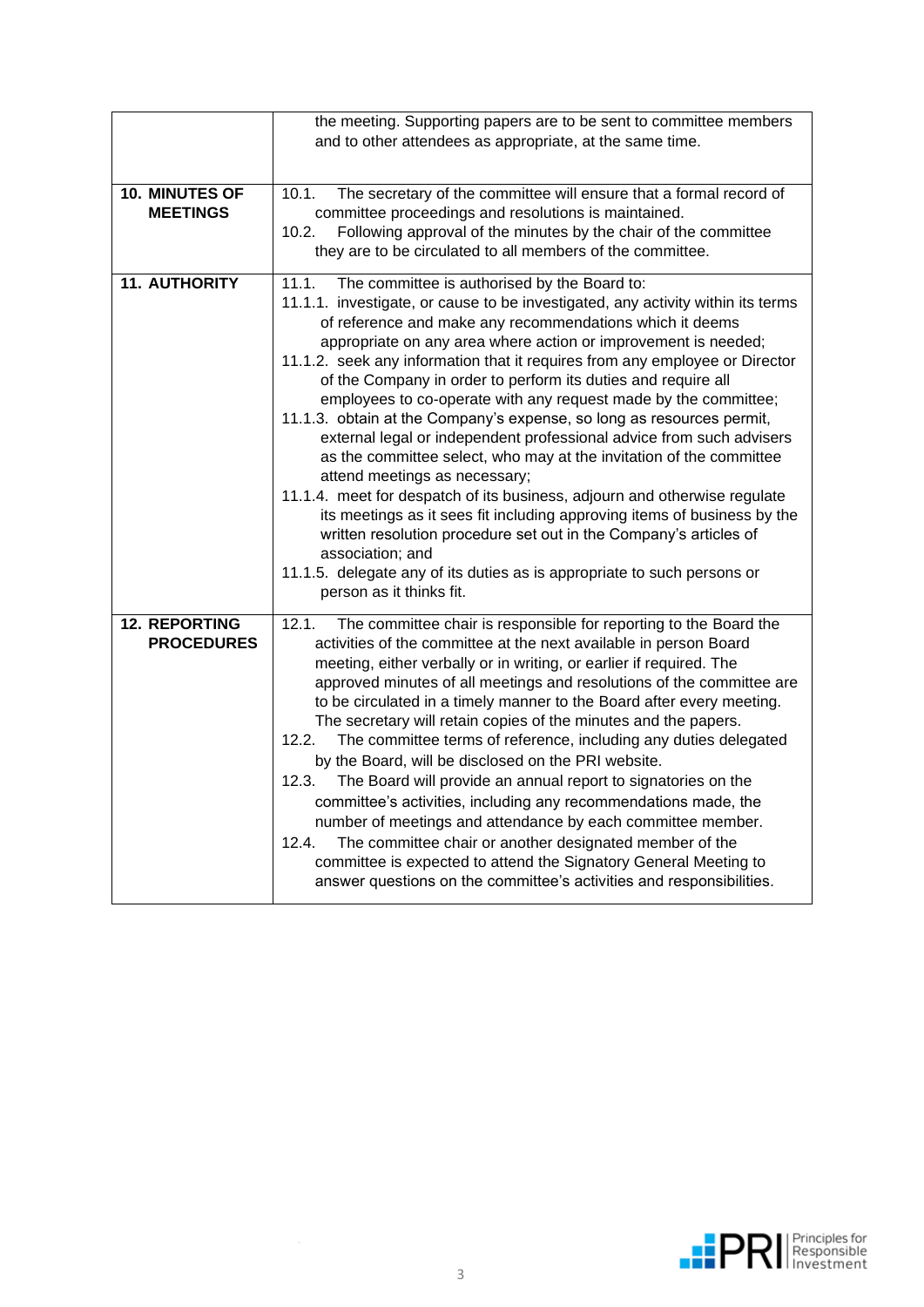| | |
|---|---|
| | the meeting. Supporting papers are to be sent to committee members and to other attendees as appropriate, at the same time. |
| **10. MINUTES OF MEETINGS** | 10.1. The secretary of the committee will ensure that a formal record of committee proceedings and resolutions is maintained.<br>10.2. Following approval of the minutes by the chair of the committee they are to be circulated to all members of the committee. |
| **11. AUTHORITY** | 11.1. The committee is authorised by the Board to:<br>11.1.1. investigate, or cause to be investigated, any activity within its terms of reference and make any recommendations which it deems appropriate on any area where action or improvement is needed;<br>11.1.2. seek any information that it requires from any employee or Director of the Company in order to perform its duties and require all employees to co-operate with any request made by the committee;<br>11.1.3. obtain at the Company's expense, so long as resources permit, external legal or independent professional advice from such advisers as the committee select, who may at the invitation of the committee attend meetings as necessary;<br>11.1.4. meet for despatch of its business, adjourn and otherwise regulate its meetings as it sees fit including approving items of business by the written resolution procedure set out in the Company's articles of association; and<br>11.1.5. delegate any of its duties as is appropriate to such persons or person as it thinks fit. |
| **12. REPORTING PROCEDURES** | 12.1. The committee chair is responsible for reporting to the Board the activities of the committee at the next available in person Board meeting, either verbally or in writing, or earlier if required. The approved minutes of all meetings and resolutions of the committee are to be circulated in a timely manner to the Board after every meeting. The secretary will retain copies of the minutes and the papers.<br>12.2. The committee terms of reference, including any duties delegated by the Board, will be disclosed on the PRI website.<br>12.3. The Board will provide an annual report to signatories on the committee's activities, including any recommendations made, the number of meetings and attendance by each committee member.<br>12.4. The committee chair or another designated member of the committee is expected to attend the Signatory General Meeting to answer questions on the committee's activities and responsibilities. |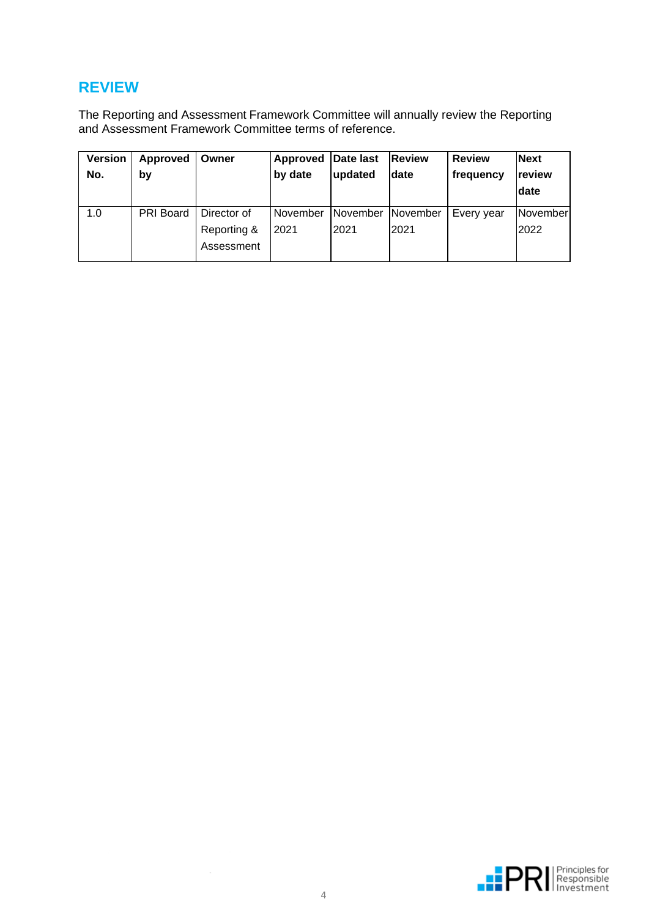## REVIEW

The Reporting and Assessment Framework Committee will annually review the Reporting and Assessment Framework Committee terms of reference.

| Version No. | Approved by | Owner | Approved by date | Date last updated | Review date | Review frequency | Next review date |
|---|---|---|---|---|---|---|---|
| 1.0 | PRI Board | Director of Reporting & Assessment | November 2021 | November 2021 | November 2021 | Every year | November 2022 |